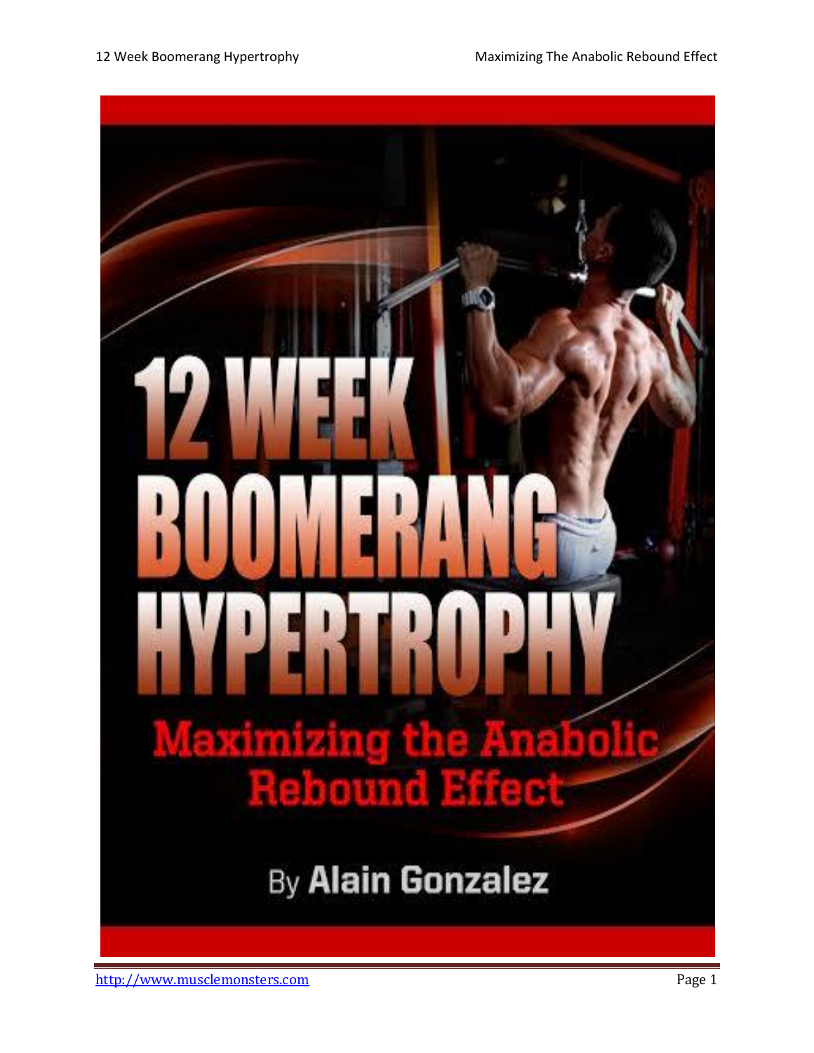# 12 WEEK BOOMERANG HYPERTROPHY

## Maximizing the Anabolic Rebound Effect

By **Alain Gonzalez**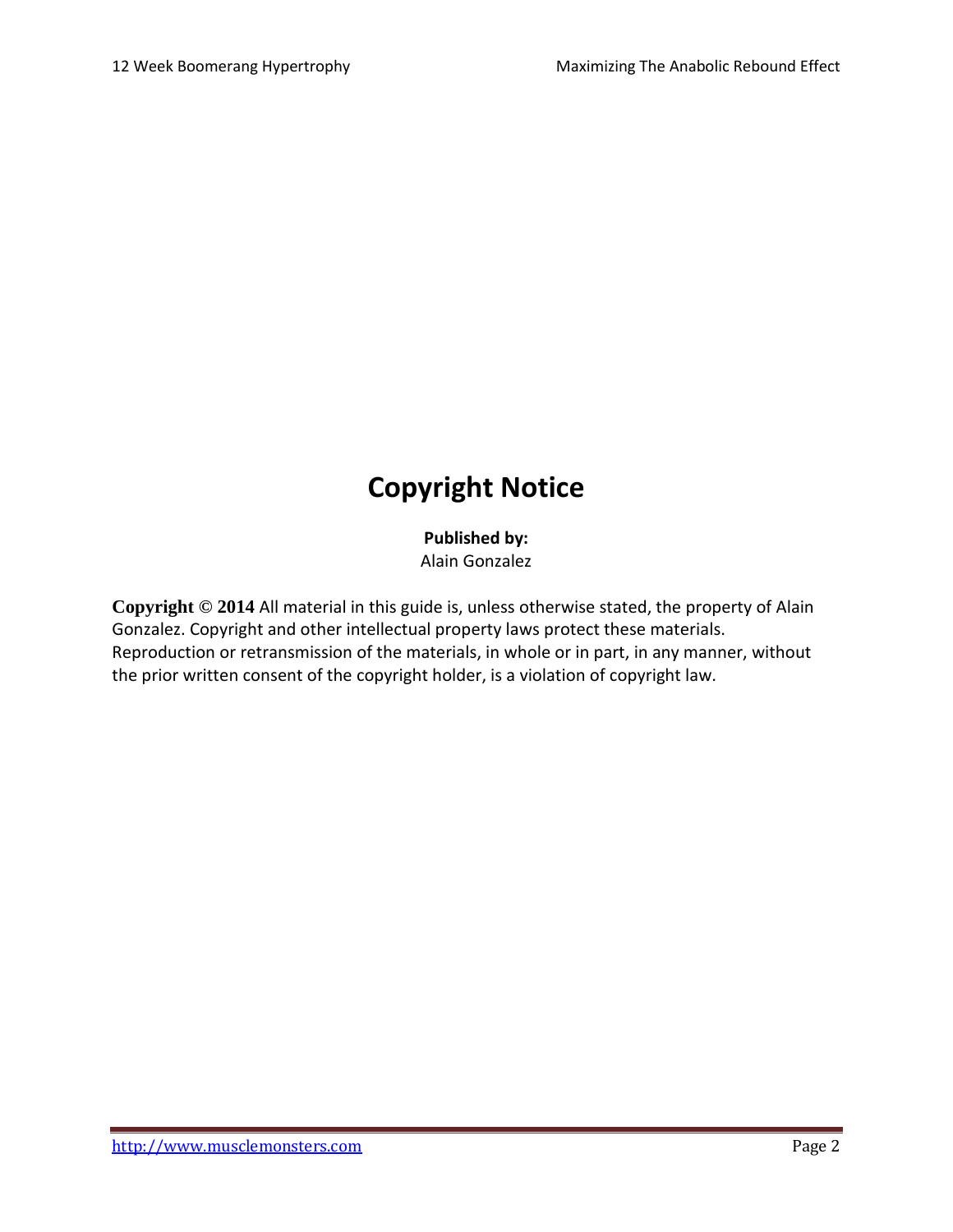# Copyright Notice

**Published by:**
Alain Gonzalez

**Copyright © 2014** All material in this guide is, unless otherwise stated, the property of Alain Gonzalez. Copyright and other intellectual property laws protect these materials. Reproduction or retransmission of the materials, in whole or in part, in any manner, without the prior written consent of the copyright holder, is a violation of copyright law.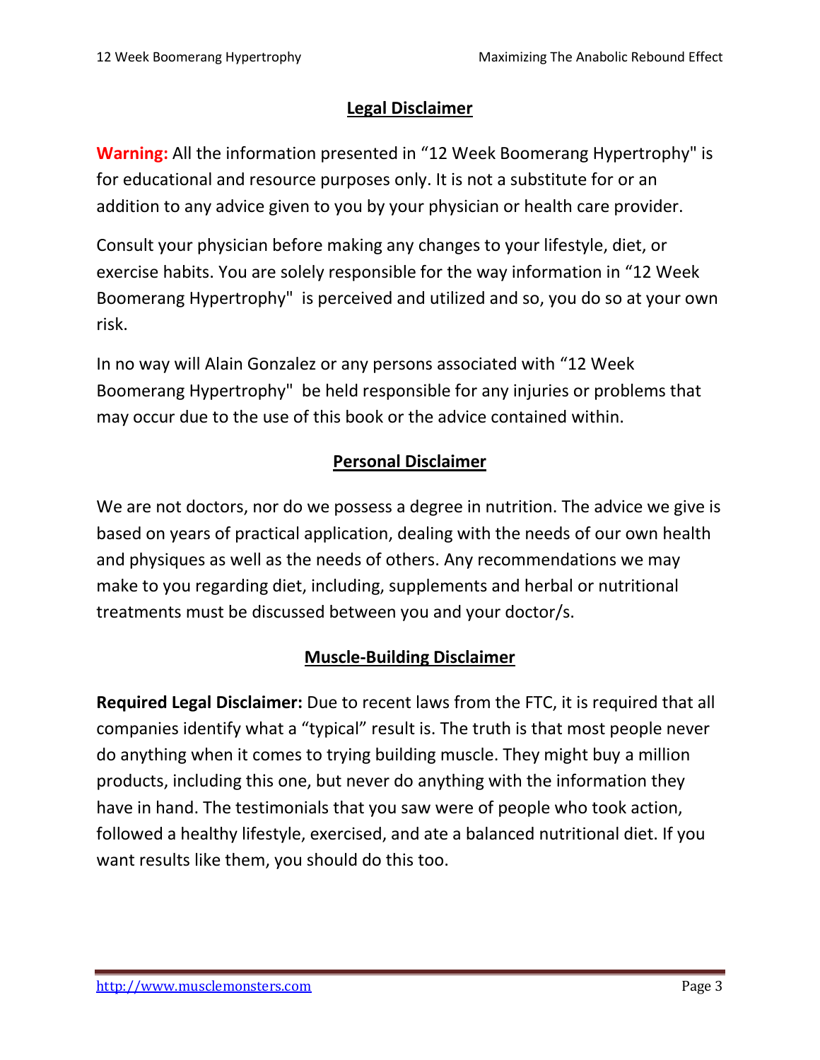## Legal Disclaimer

**Warning:** All the information presented in "12 Week Boomerang Hypertrophy" is for educational and resource purposes only. It is not a substitute for or an addition to any advice given to you by your physician or health care provider.

Consult your physician before making any changes to your lifestyle, diet, or exercise habits. You are solely responsible for the way information in "12 Week Boomerang Hypertrophy" is perceived and utilized and so, you do so at your own risk.

In no way will Alain Gonzalez or any persons associated with "12 Week Boomerang Hypertrophy" be held responsible for any injuries or problems that may occur due to the use of this book or the advice contained within.

## Personal Disclaimer

We are not doctors, nor do we possess a degree in nutrition. The advice we give is based on years of practical application, dealing with the needs of our own health and physiques as well as the needs of others. Any recommendations we may make to you regarding diet, including, supplements and herbal or nutritional treatments must be discussed between you and your doctor/s.

## Muscle-Building Disclaimer

**Required Legal Disclaimer:** Due to recent laws from the FTC, it is required that all companies identify what a "typical" result is. The truth is that most people never do anything when it comes to trying building muscle. They might buy a million products, including this one, but never do anything with the information they have in hand. The testimonials that you saw were of people who took action, followed a healthy lifestyle, exercised, and ate a balanced nutritional diet. If you want results like them, you should do this too.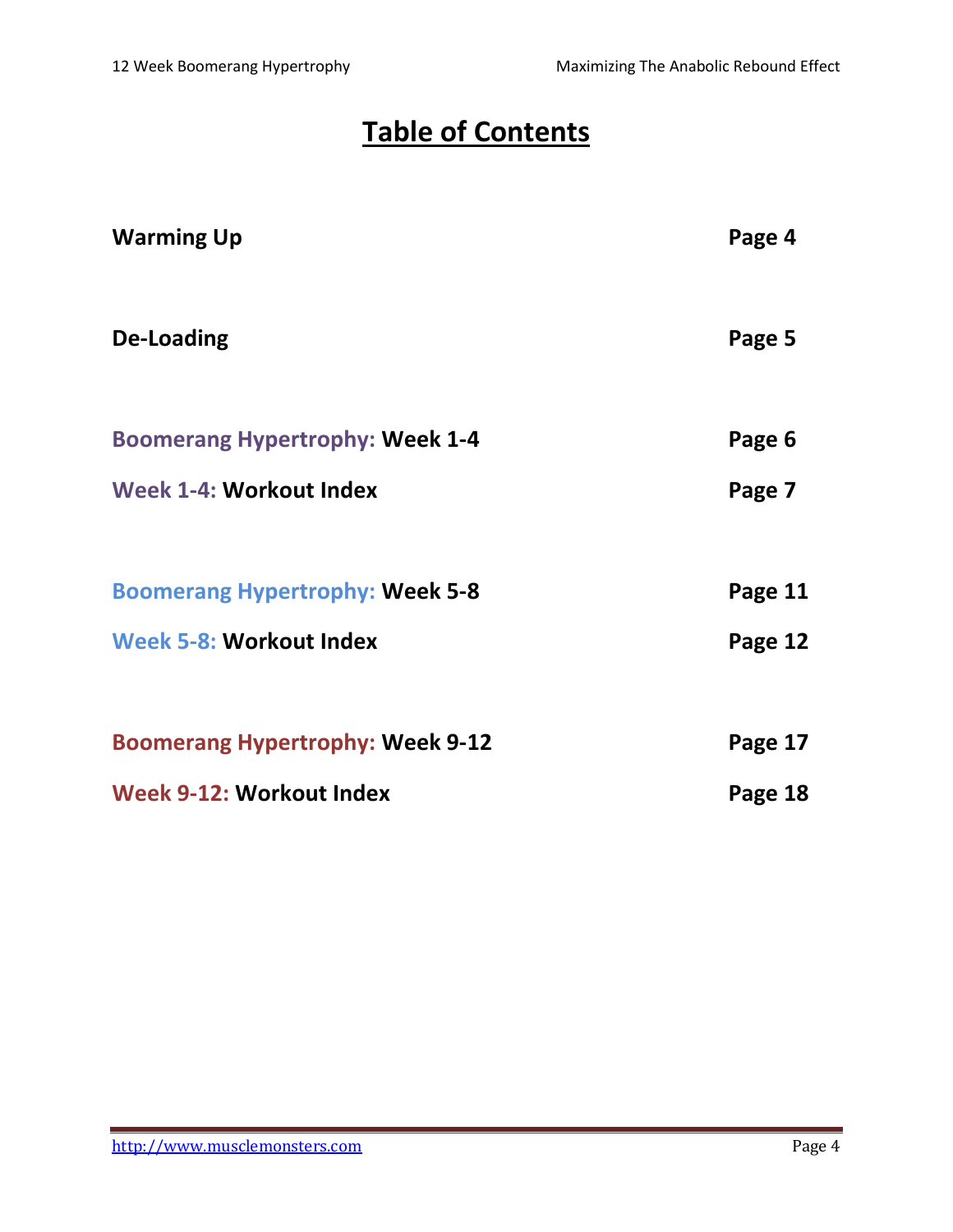# Table of Contents

| | |
|---|---|
| **Warming Up** | **Page 4** |
| **De-Loading** | **Page 5** |
| **Boomerang Hypertrophy: Week 1-4** | **Page 6** |
| **Week 1-4: Workout Index** | **Page 7** |
| **Boomerang Hypertrophy: Week 5-8** | **Page 11** |
| **Week 5-8: Workout Index** | **Page 12** |
| **Boomerang Hypertrophy: Week 9-12** | **Page 17** |
| **Week 9-12: Workout Index** | **Page 18** |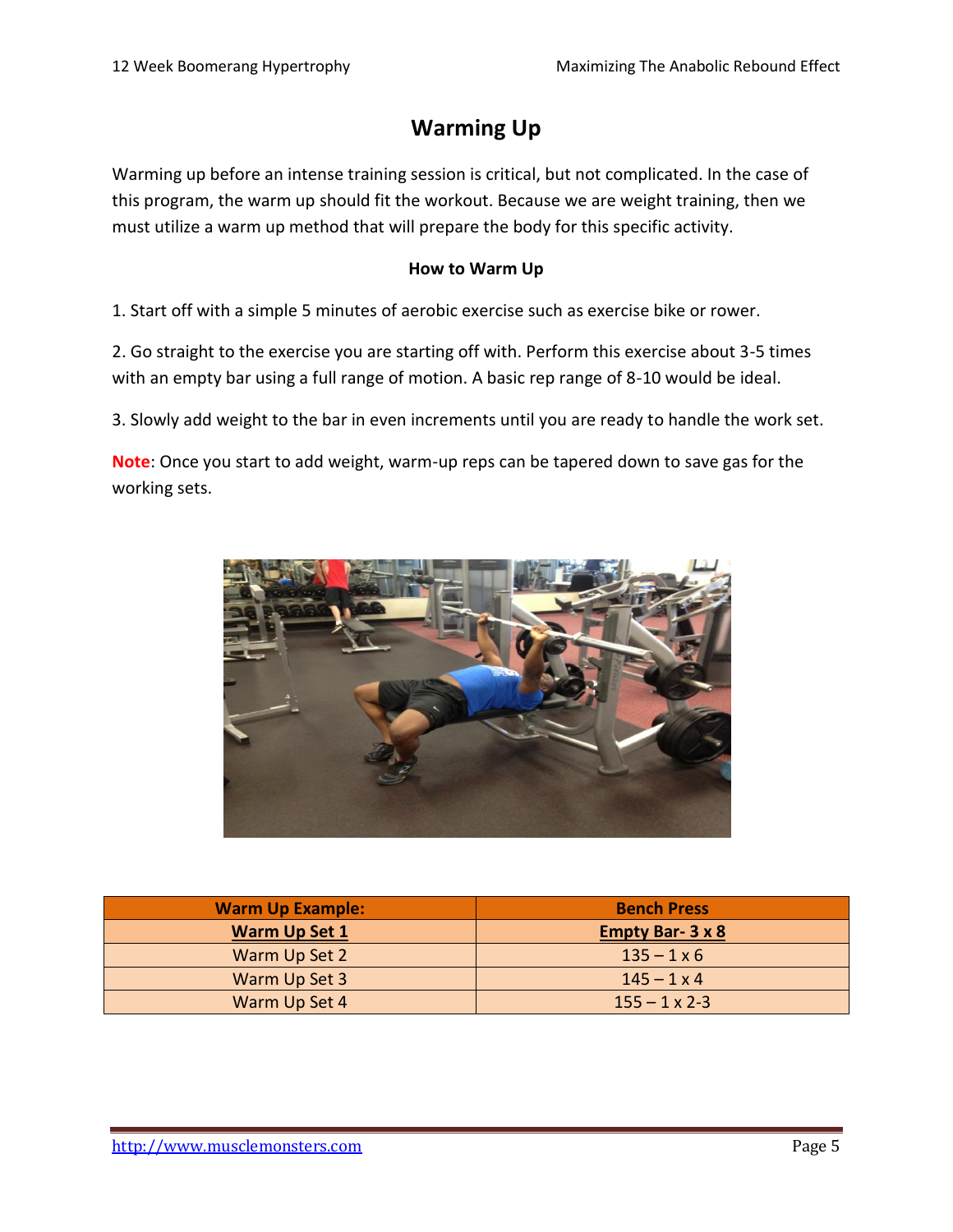# Warming Up

Warming up before an intense training session is critical, but not complicated. In the case of this program, the warm up should fit the workout. Because we are weight training, then we must utilize a warm up method that will prepare the body for this specific activity.

**How to Warm Up**

1. Start off with a simple 5 minutes of aerobic exercise such as exercise bike or rower.

2. Go straight to the exercise you are starting off with. Perform this exercise about 3-5 times with an empty bar using a full range of motion. A basic rep range of 8-10 would be ideal.

3. Slowly add weight to the bar in even increments until you are ready to handle the work set.

**Note**: Once you start to add weight, warm-up reps can be tapered down to save gas for the working sets.

| Warm Up Example: | Bench Press |
|---|---|
| **Warm Up Set 1** | **Empty Bar- 3 x 8** |
| Warm Up Set 2 | 135 – 1 x 6 |
| Warm Up Set 3 | 145 – 1 x 4 |
| Warm Up Set 4 | 155 – 1 x 2-3 |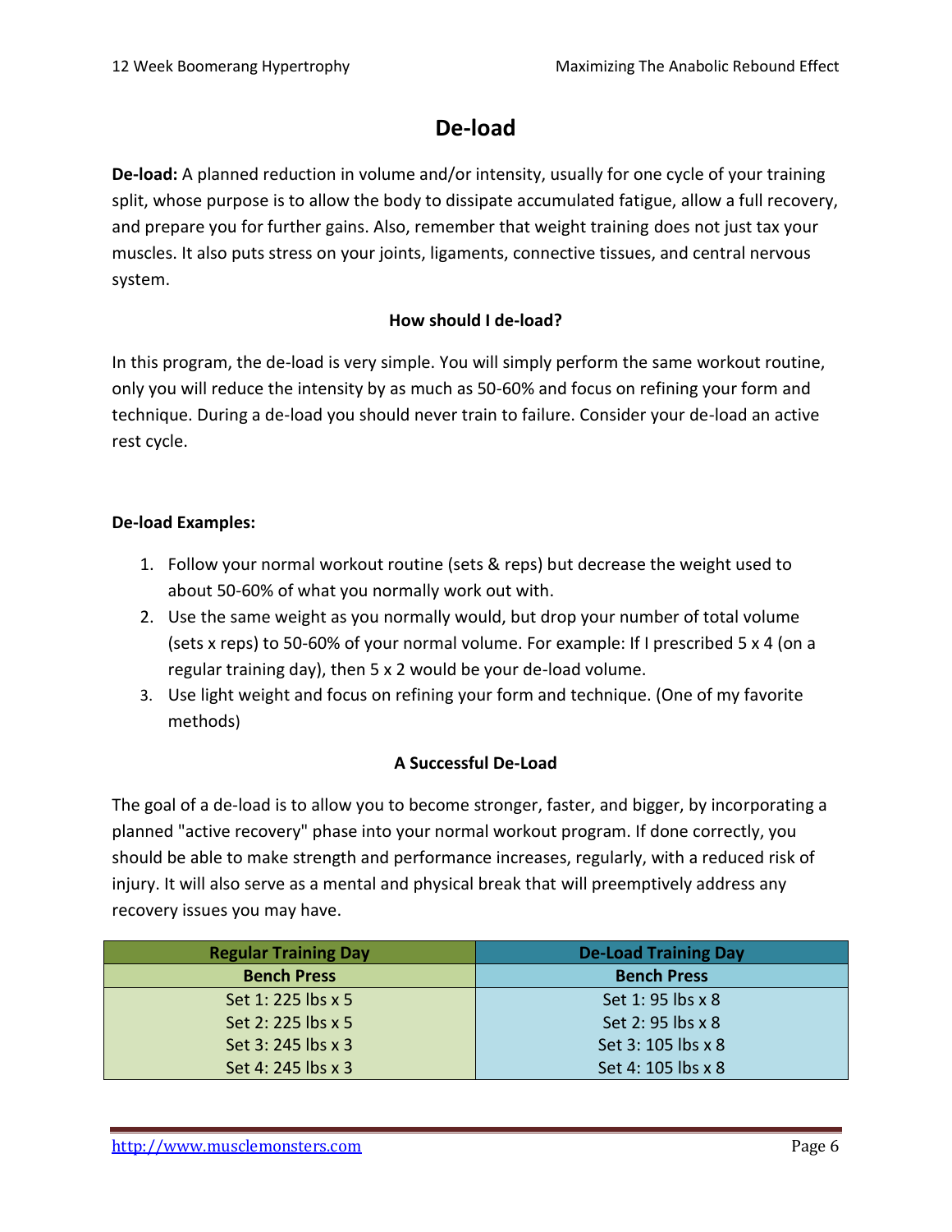# De-load

**De-load:** A planned reduction in volume and/or intensity, usually for one cycle of your training split, whose purpose is to allow the body to dissipate accumulated fatigue, allow a full recovery, and prepare you for further gains. Also, remember that weight training does not just tax your muscles. It also puts stress on your joints, ligaments, connective tissues, and central nervous system.

### How should I de-load?

In this program, the de-load is very simple. You will simply perform the same workout routine, only you will reduce the intensity by as much as 50-60% and focus on refining your form and technique. During a de-load you should never train to failure. Consider your de-load an active rest cycle.

**De-load Examples:**

1. Follow your normal workout routine (sets & reps) but decrease the weight used to about 50-60% of what you normally work out with.
2. Use the same weight as you normally would, but drop your number of total volume (sets x reps) to 50-60% of your normal volume. For example: If I prescribed 5 x 4 (on a regular training day), then 5 x 2 would be your de-load volume.
3. Use light weight and focus on refining your form and technique. (One of my favorite methods)

### A Successful De-Load

The goal of a de-load is to allow you to become stronger, faster, and bigger, by incorporating a planned "active recovery" phase into your normal workout program. If done correctly, you should be able to make strength and performance increases, regularly, with a reduced risk of injury. It will also serve as a mental and physical break that will preemptively address any recovery issues you may have.

| Regular Training Day | De-Load Training Day |
|---|---|
| **Bench Press** | **Bench Press** |
| Set 1: 225 lbs x 5 | Set 1: 95 lbs x 8 |
| Set 2: 225 lbs x 5 | Set 2: 95 lbs x 8 |
| Set 3: 245 lbs x 3 | Set 3: 105 lbs x 8 |
| Set 4: 245 lbs x 3 | Set 4: 105 lbs x 8 |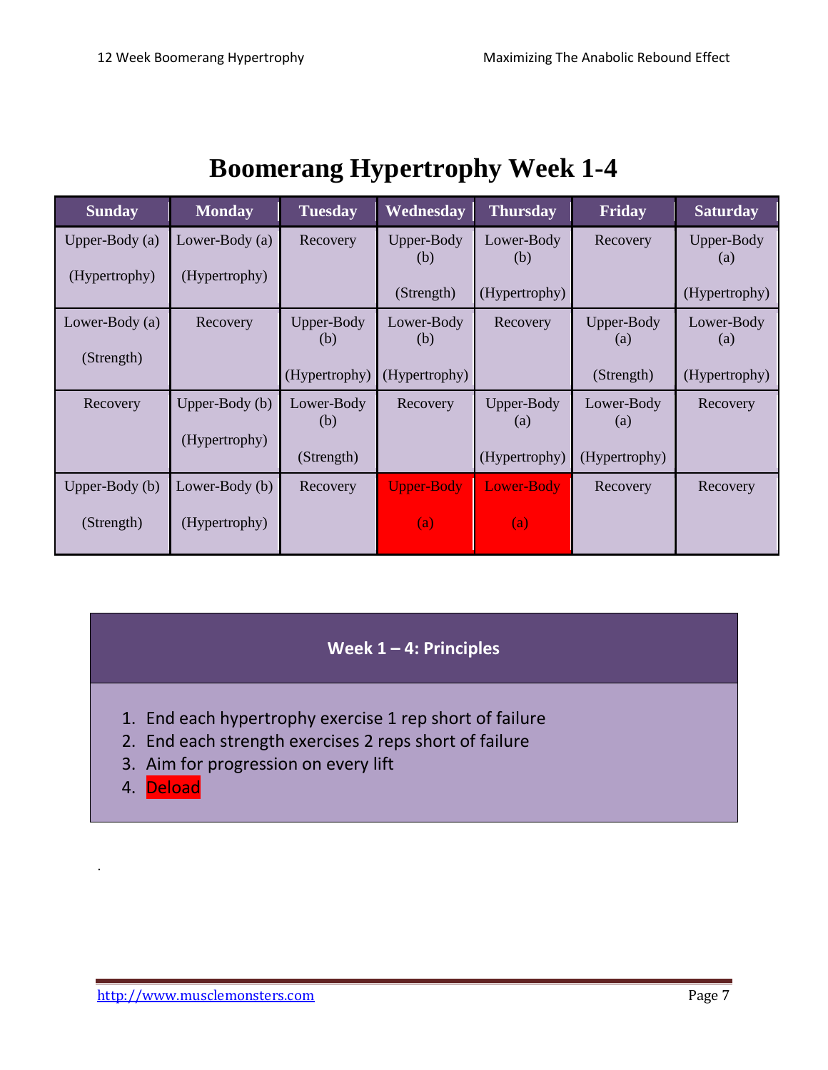# Boomerang Hypertrophy Week 1-4

| Sunday | Monday | Tuesday | Wednesday | Thursday | Friday | Saturday |
|---|---|---|---|---|---|---|
| Upper-Body (a) (Hypertrophy) | Lower-Body (a) (Hypertrophy) | Recovery | Upper-Body (b) (Strength) | Lower-Body (b) (Hypertrophy) | Recovery | Upper-Body (a) (Hypertrophy) |
| Lower-Body (a) (Strength) | Recovery | Upper-Body (b) (Hypertrophy) | Lower-Body (b) (Hypertrophy) | Recovery | Upper-Body (a) (Strength) | Lower-Body (a) (Hypertrophy) |
| Recovery | Upper-Body (b) (Hypertrophy) | Lower-Body (b) (Strength) | Recovery | Upper-Body (a) (Hypertrophy) | Lower-Body (a) (Hypertrophy) | Recovery |
| Upper-Body (b) (Strength) | Lower-Body (b) (Hypertrophy) | Recovery | Upper-Body (a) | Lower-Body (a) | Recovery | Recovery |

**Week 1 – 4: Principles**

1. End each hypertrophy exercise 1 rep short of failure
2. End each strength exercises 2 reps short of failure
3. Aim for progression on every lift
4. Deload

.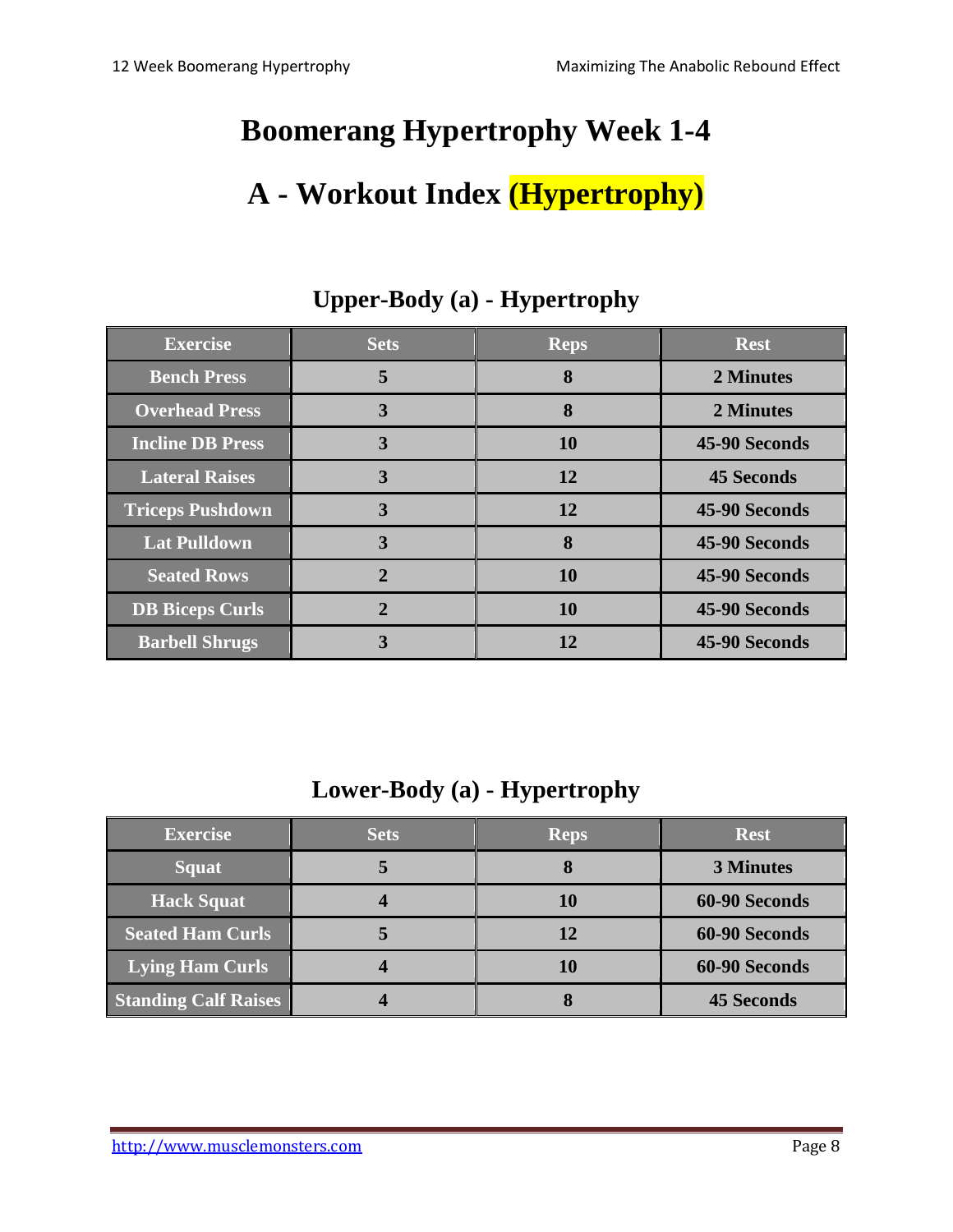# Boomerang Hypertrophy Week 1-4

# A - Workout Index (Hypertrophy)

### Upper-Body (a) - Hypertrophy

| Exercise | Sets | Reps | Rest |
|---|---|---|---|
| Bench Press | 5 | 8 | 2 Minutes |
| Overhead Press | 3 | 8 | 2 Minutes |
| Incline DB Press | 3 | 10 | 45-90 Seconds |
| Lateral Raises | 3 | 12 | 45 Seconds |
| Triceps Pushdown | 3 | 12 | 45-90 Seconds |
| Lat Pulldown | 3 | 8 | 45-90 Seconds |
| Seated Rows | 2 | 10 | 45-90 Seconds |
| DB Biceps Curls | 2 | 10 | 45-90 Seconds |
| Barbell Shrugs | 3 | 12 | 45-90 Seconds |

### Lower-Body (a) - Hypertrophy

| Exercise | Sets | Reps | Rest |
|---|---|---|---|
| Squat | 5 | 8 | 3 Minutes |
| Hack Squat | 4 | 10 | 60-90 Seconds |
| Seated Ham Curls | 5 | 12 | 60-90 Seconds |
| Lying Ham Curls | 4 | 10 | 60-90 Seconds |
| Standing Calf Raises | 4 | 8 | 45 Seconds |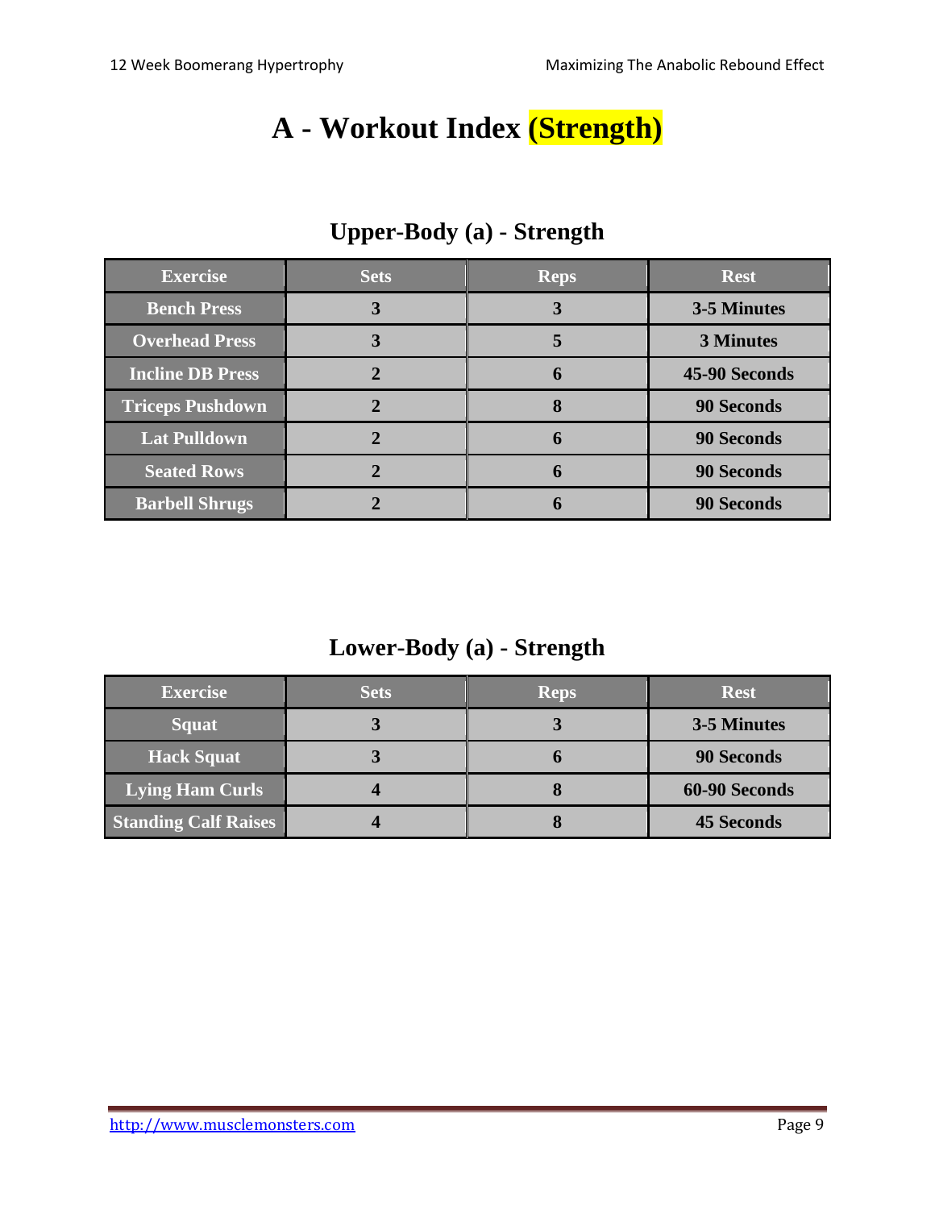# A - Workout Index (Strength)

## Upper-Body (a) - Strength

| Exercise | Sets | Reps | Rest |
|---|---|---|---|
| Bench Press | 3 | 3 | 3-5 Minutes |
| Overhead Press | 3 | 5 | 3 Minutes |
| Incline DB Press | 2 | 6 | 45-90 Seconds |
| Triceps Pushdown | 2 | 8 | 90 Seconds |
| Lat Pulldown | 2 | 6 | 90 Seconds |
| Seated Rows | 2 | 6 | 90 Seconds |
| Barbell Shrugs | 2 | 6 | 90 Seconds |

## Lower-Body (a) - Strength

| Exercise | Sets | Reps | Rest |
|---|---|---|---|
| Squat | 3 | 3 | 3-5 Minutes |
| Hack Squat | 3 | 6 | 90 Seconds |
| Lying Ham Curls | 4 | 8 | 60-90 Seconds |
| Standing Calf Raises | 4 | 8 | 45 Seconds |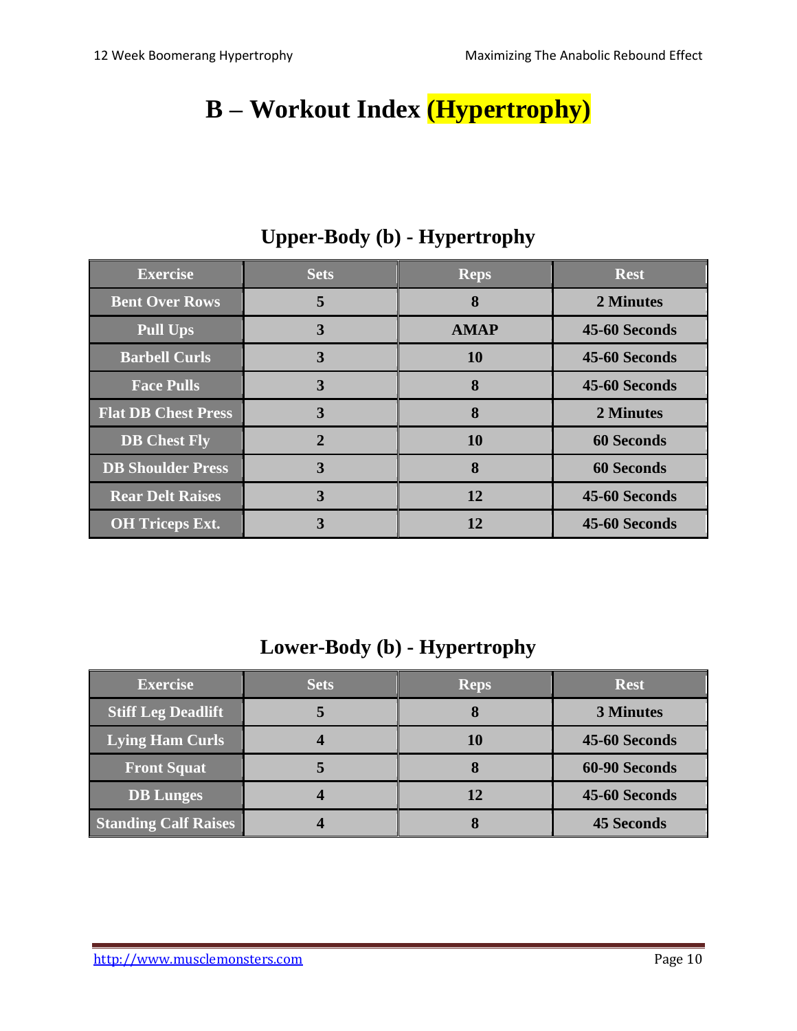# B – Workout Index (Hypertrophy)

## Upper-Body (b) - Hypertrophy

| Exercise | Sets | Reps | Rest |
|---|---|---|---|
| Bent Over Rows | 5 | 8 | 2 Minutes |
| Pull Ups | 3 | AMAP | 45-60 Seconds |
| Barbell Curls | 3 | 10 | 45-60 Seconds |
| Face Pulls | 3 | 8 | 45-60 Seconds |
| Flat DB Chest Press | 3 | 8 | 2 Minutes |
| DB Chest Fly | 2 | 10 | 60 Seconds |
| DB Shoulder Press | 3 | 8 | 60 Seconds |
| Rear Delt Raises | 3 | 12 | 45-60 Seconds |
| OH Triceps Ext. | 3 | 12 | 45-60 Seconds |

## Lower-Body (b) - Hypertrophy

| Exercise | Sets | Reps | Rest |
|---|---|---|---|
| Stiff Leg Deadlift | 5 | 8 | 3 Minutes |
| Lying Ham Curls | 4 | 10 | 45-60 Seconds |
| Front Squat | 5 | 8 | 60-90 Seconds |
| DB Lunges | 4 | 12 | 45-60 Seconds |
| Standing Calf Raises | 4 | 8 | 45 Seconds |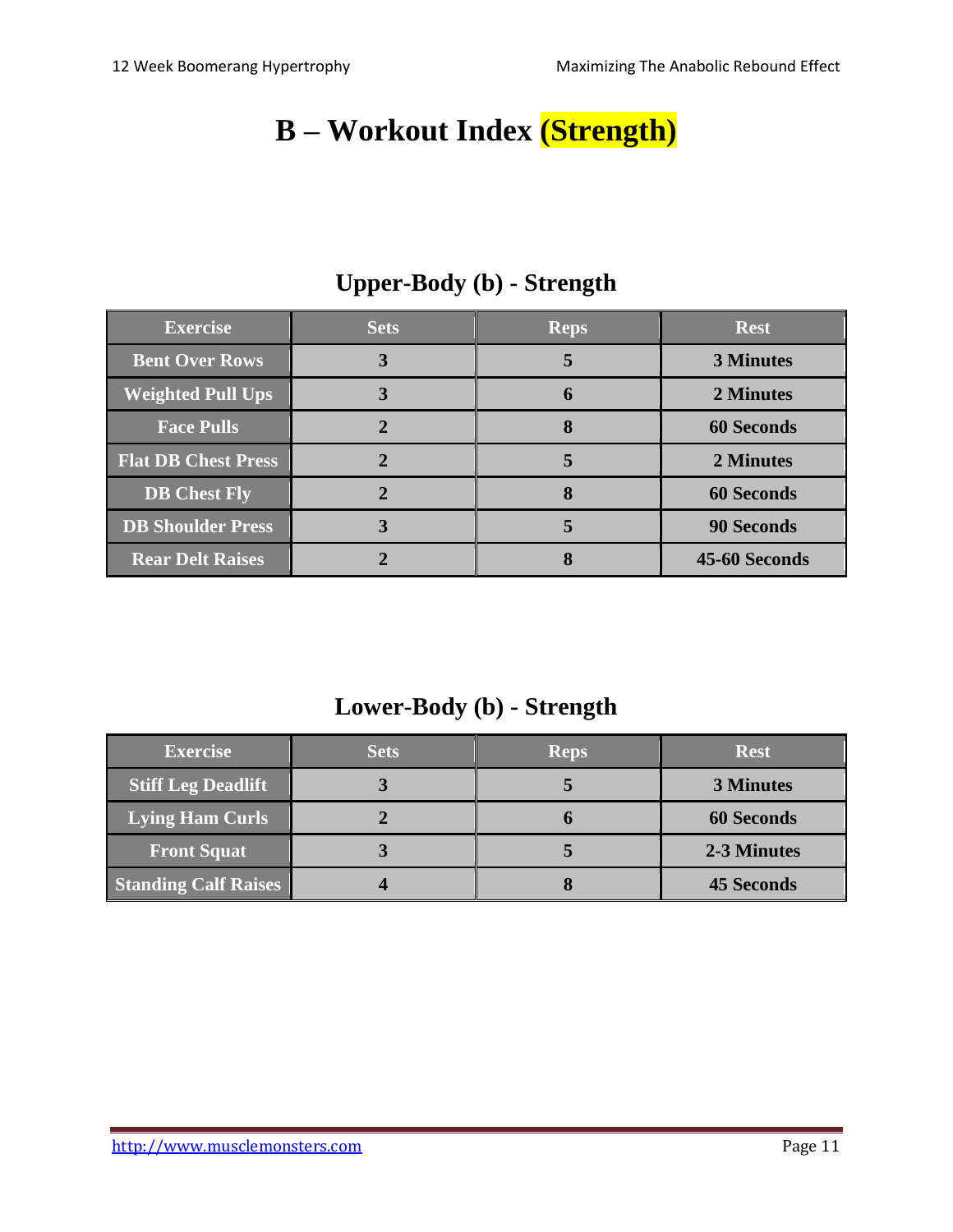# B – Workout Index (Strength)

## Upper-Body (b) - Strength

| Exercise | Sets | Reps | Rest |
|---|---|---|---|
| Bent Over Rows | 3 | 5 | 3 Minutes |
| Weighted Pull Ups | 3 | 6 | 2 Minutes |
| Face Pulls | 2 | 8 | 60 Seconds |
| Flat DB Chest Press | 2 | 5 | 2 Minutes |
| DB Chest Fly | 2 | 8 | 60 Seconds |
| DB Shoulder Press | 3 | 5 | 90 Seconds |
| Rear Delt Raises | 2 | 8 | 45-60 Seconds |

## Lower-Body (b) - Strength

| Exercise | Sets | Reps | Rest |
|---|---|---|---|
| Stiff Leg Deadlift | 3 | 5 | 3 Minutes |
| Lying Ham Curls | 2 | 6 | 60 Seconds |
| Front Squat | 3 | 5 | 2-3 Minutes |
| Standing Calf Raises | 4 | 8 | 45 Seconds |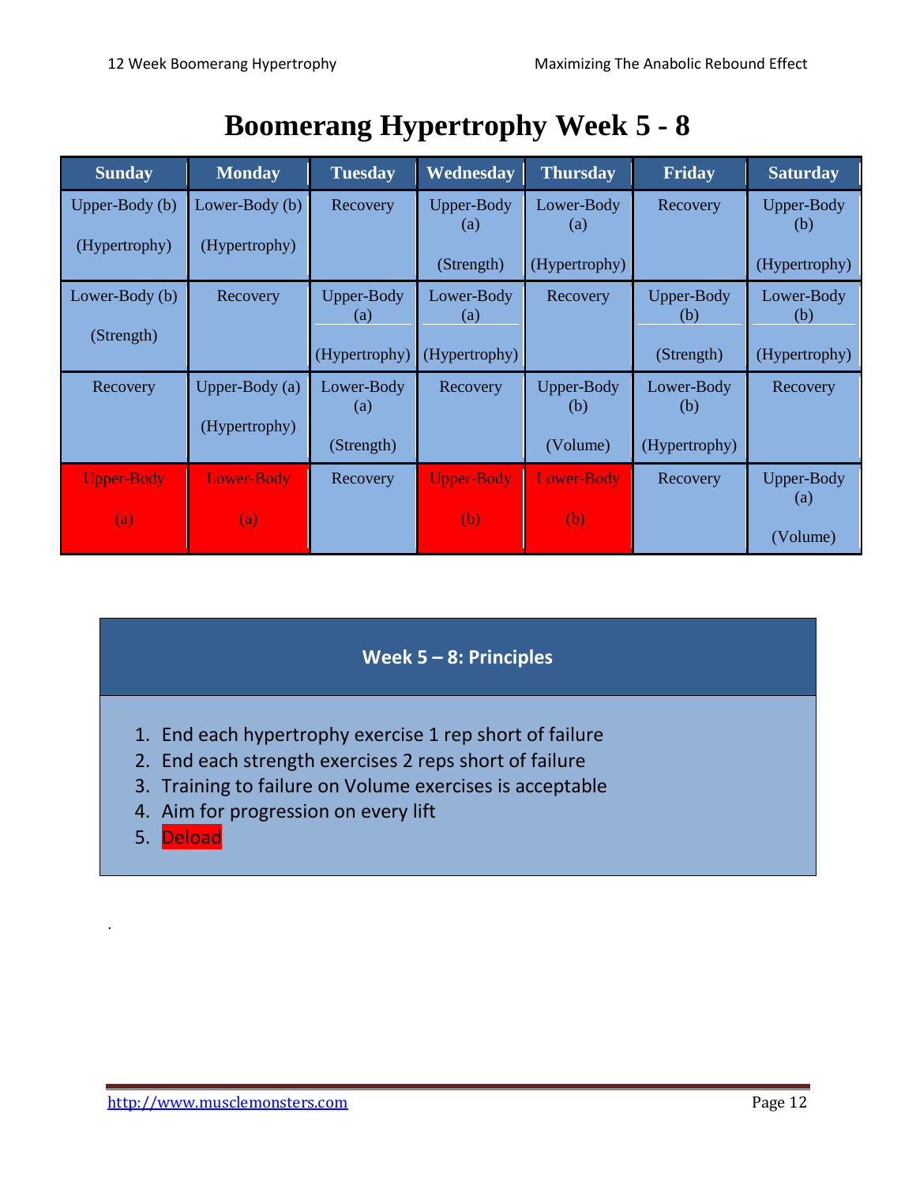# Boomerang Hypertrophy Week 5 - 8

| Sunday | Monday | Tuesday | Wednesday | Thursday | Friday | Saturday |
|---|---|---|---|---|---|---|
| Upper-Body (b) (Hypertrophy) | Lower-Body (b) (Hypertrophy) | Recovery | Upper-Body (a) (Strength) | Lower-Body (a) (Hypertrophy) | Recovery | Upper-Body (b) (Hypertrophy) |
| Lower-Body (b) (Strength) | Recovery | Upper-Body (a) (Hypertrophy) | Lower-Body (a) (Hypertrophy) | Recovery | Upper-Body (b) (Strength) | Lower-Body (b) (Hypertrophy) |
| Recovery | Upper-Body (a) (Hypertrophy) | Lower-Body (a) (Strength) | Recovery | Upper-Body (b) (Volume) | Lower-Body (b) (Hypertrophy) | Recovery |
| Upper-Body (a) | Lower-Body (a) | Recovery | Upper-Body (b) | Lower-Body (b) | Recovery | Upper-Body (a) (Volume) |

## Week 5 – 8: Principles

1. End each hypertrophy exercise 1 rep short of failure
2. End each strength exercises 2 reps short of failure
3. Training to failure on Volume exercises is acceptable
4. Aim for progression on every lift
5. Deload

.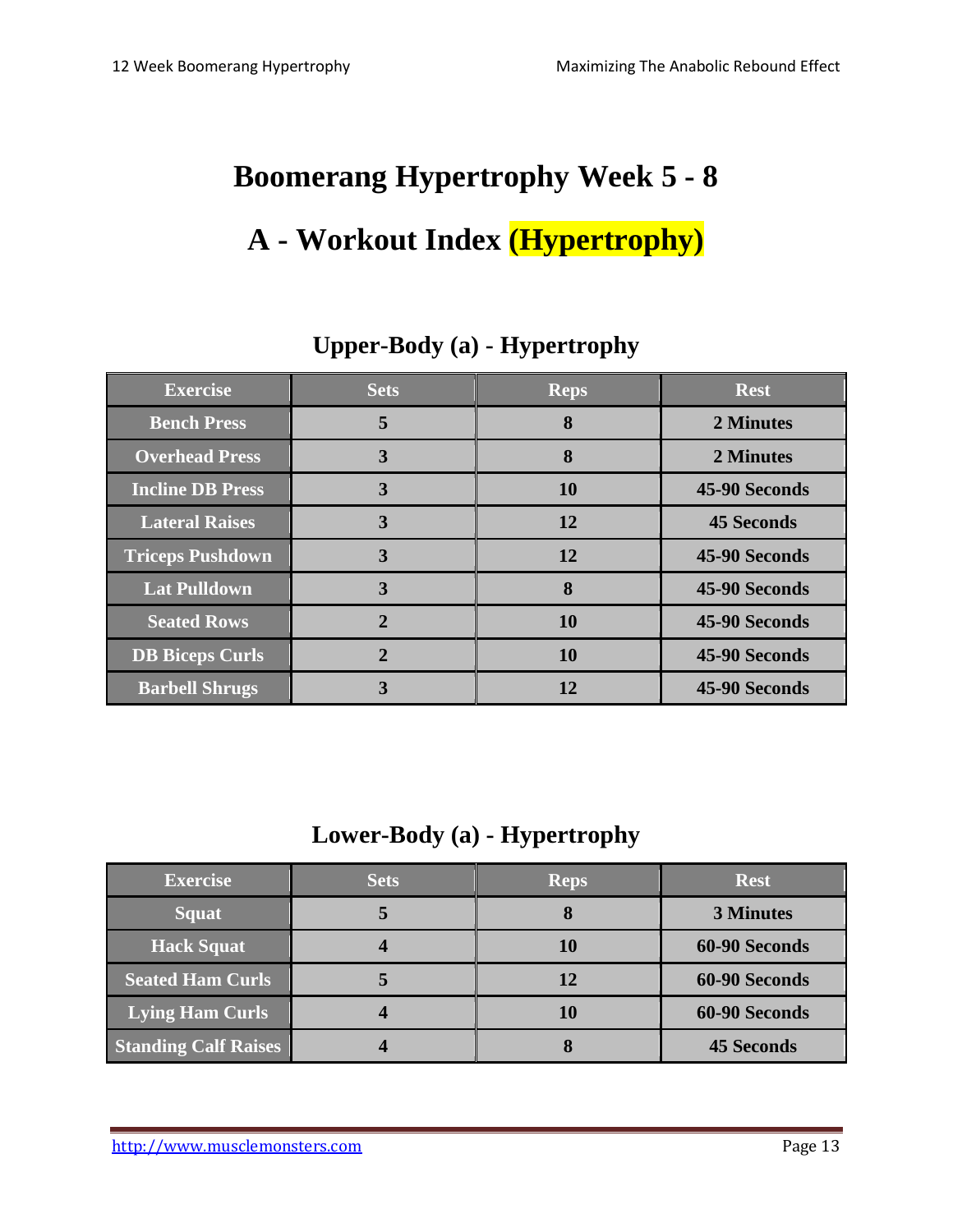# Boomerang Hypertrophy Week 5 - 8

# A - Workout Index (Hypertrophy)

## Upper-Body (a) - Hypertrophy

| Exercise | Sets | Reps | Rest |
|---|---|---|---|
| Bench Press | 5 | 8 | 2 Minutes |
| Overhead Press | 3 | 8 | 2 Minutes |
| Incline DB Press | 3 | 10 | 45-90 Seconds |
| Lateral Raises | 3 | 12 | 45 Seconds |
| Triceps Pushdown | 3 | 12 | 45-90 Seconds |
| Lat Pulldown | 3 | 8 | 45-90 Seconds |
| Seated Rows | 2 | 10 | 45-90 Seconds |
| DB Biceps Curls | 2 | 10 | 45-90 Seconds |
| Barbell Shrugs | 3 | 12 | 45-90 Seconds |

## Lower-Body (a) - Hypertrophy

| Exercise | Sets | Reps | Rest |
|---|---|---|---|
| Squat | 5 | 8 | 3 Minutes |
| Hack Squat | 4 | 10 | 60-90 Seconds |
| Seated Ham Curls | 5 | 12 | 60-90 Seconds |
| Lying Ham Curls | 4 | 10 | 60-90 Seconds |
| Standing Calf Raises | 4 | 8 | 45 Seconds |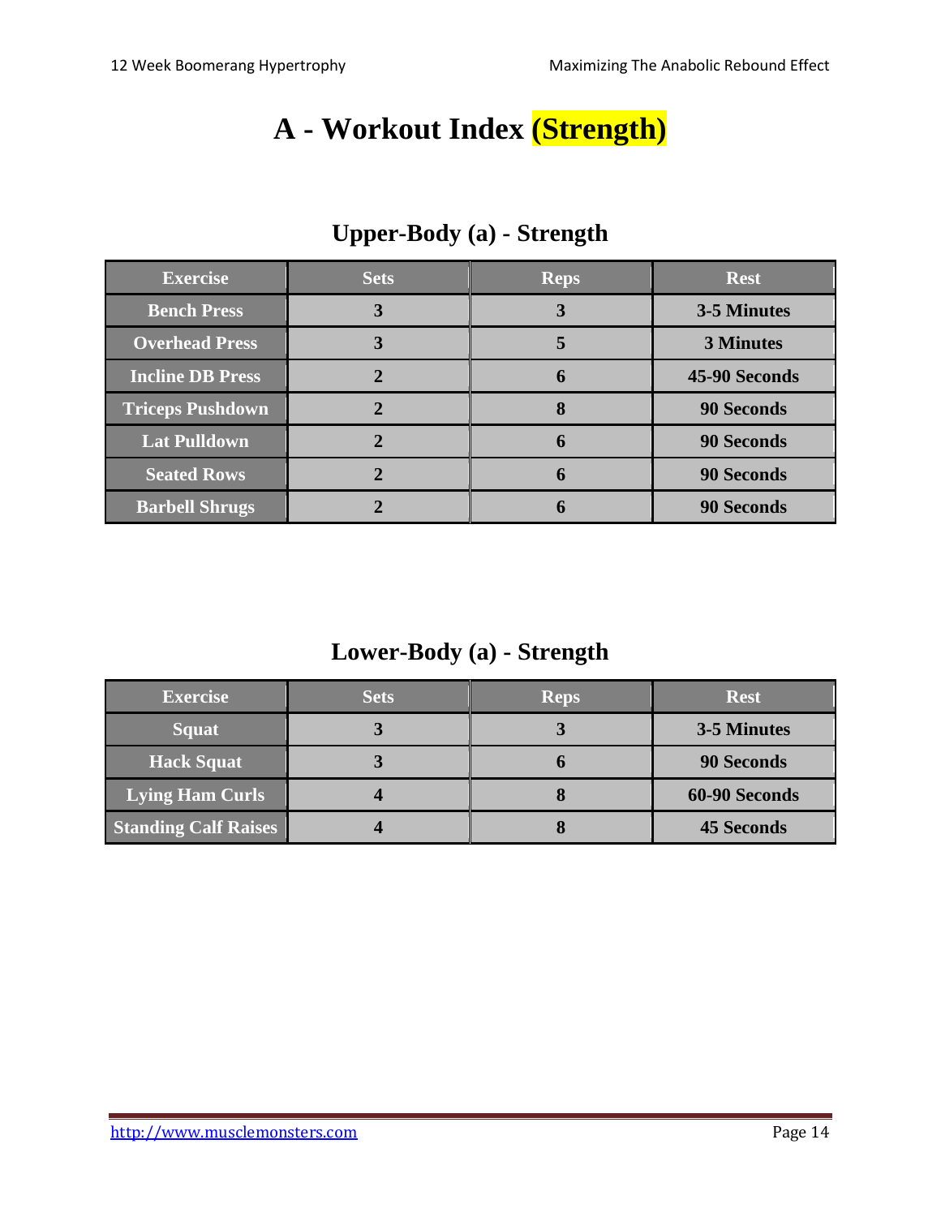# A - Workout Index (Strength)

## Upper-Body (a) - Strength

| Exercise | Sets | Reps | Rest |
|---|---|---|---|
| Bench Press | 3 | 3 | 3-5 Minutes |
| Overhead Press | 3 | 5 | 3 Minutes |
| Incline DB Press | 2 | 6 | 45-90 Seconds |
| Triceps Pushdown | 2 | 8 | 90 Seconds |
| Lat Pulldown | 2 | 6 | 90 Seconds |
| Seated Rows | 2 | 6 | 90 Seconds |
| Barbell Shrugs | 2 | 6 | 90 Seconds |

## Lower-Body (a) - Strength

| Exercise | Sets | Reps | Rest |
|---|---|---|---|
| Squat | 3 | 3 | 3-5 Minutes |
| Hack Squat | 3 | 6 | 90 Seconds |
| Lying Ham Curls | 4 | 8 | 60-90 Seconds |
| Standing Calf Raises | 4 | 8 | 45 Seconds |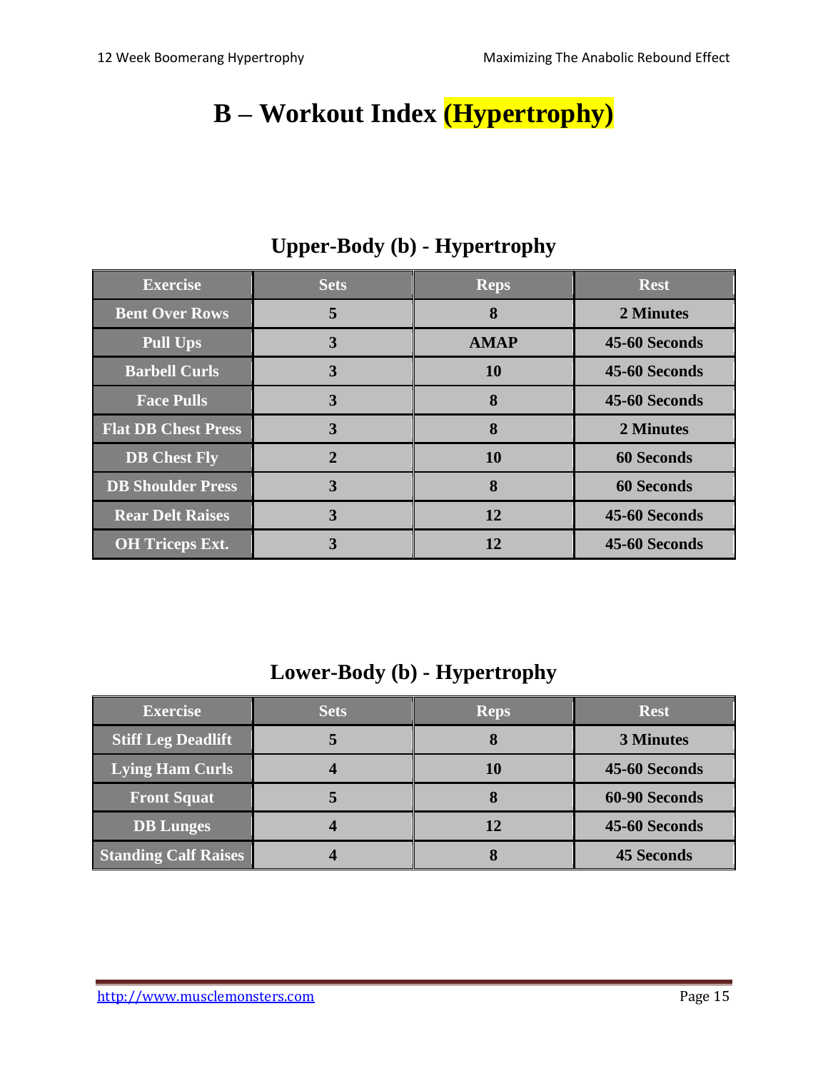# B – Workout Index (Hypertrophy)

## Upper-Body (b) - Hypertrophy

| Exercise | Sets | Reps | Rest |
|---|---|---|---|
| Bent Over Rows | 5 | 8 | 2 Minutes |
| Pull Ups | 3 | AMAP | 45-60 Seconds |
| Barbell Curls | 3 | 10 | 45-60 Seconds |
| Face Pulls | 3 | 8 | 45-60 Seconds |
| Flat DB Chest Press | 3 | 8 | 2 Minutes |
| DB Chest Fly | 2 | 10 | 60 Seconds |
| DB Shoulder Press | 3 | 8 | 60 Seconds |
| Rear Delt Raises | 3 | 12 | 45-60 Seconds |
| OH Triceps Ext. | 3 | 12 | 45-60 Seconds |

## Lower-Body (b) - Hypertrophy

| Exercise | Sets | Reps | Rest |
|---|---|---|---|
| Stiff Leg Deadlift | 5 | 8 | 3 Minutes |
| Lying Ham Curls | 4 | 10 | 45-60 Seconds |
| Front Squat | 5 | 8 | 60-90 Seconds |
| DB Lunges | 4 | 12 | 45-60 Seconds |
| Standing Calf Raises | 4 | 8 | 45 Seconds |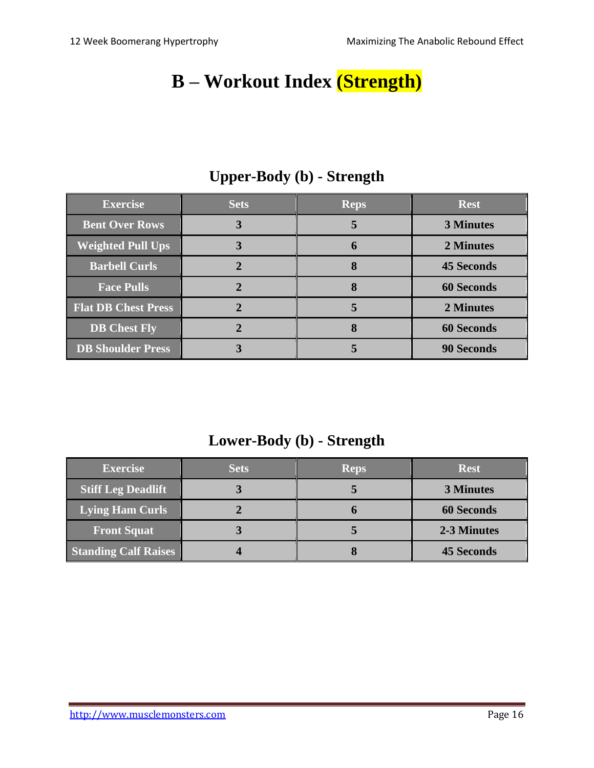# B – Workout Index (Strength)

## Upper-Body (b) - Strength

| Exercise | Sets | Reps | Rest |
|---|---|---|---|
| Bent Over Rows | 3 | 5 | 3 Minutes |
| Weighted Pull Ups | 3 | 6 | 2 Minutes |
| Barbell Curls | 2 | 8 | 45 Seconds |
| Face Pulls | 2 | 8 | 60 Seconds |
| Flat DB Chest Press | 2 | 5 | 2 Minutes |
| DB Chest Fly | 2 | 8 | 60 Seconds |
| DB Shoulder Press | 3 | 5 | 90 Seconds |

## Lower-Body (b) - Strength

| Exercise | Sets | Reps | Rest |
|---|---|---|---|
| Stiff Leg Deadlift | 3 | 5 | 3 Minutes |
| Lying Ham Curls | 2 | 6 | 60 Seconds |
| Front Squat | 3 | 5 | 2-3 Minutes |
| Standing Calf Raises | 4 | 8 | 45 Seconds |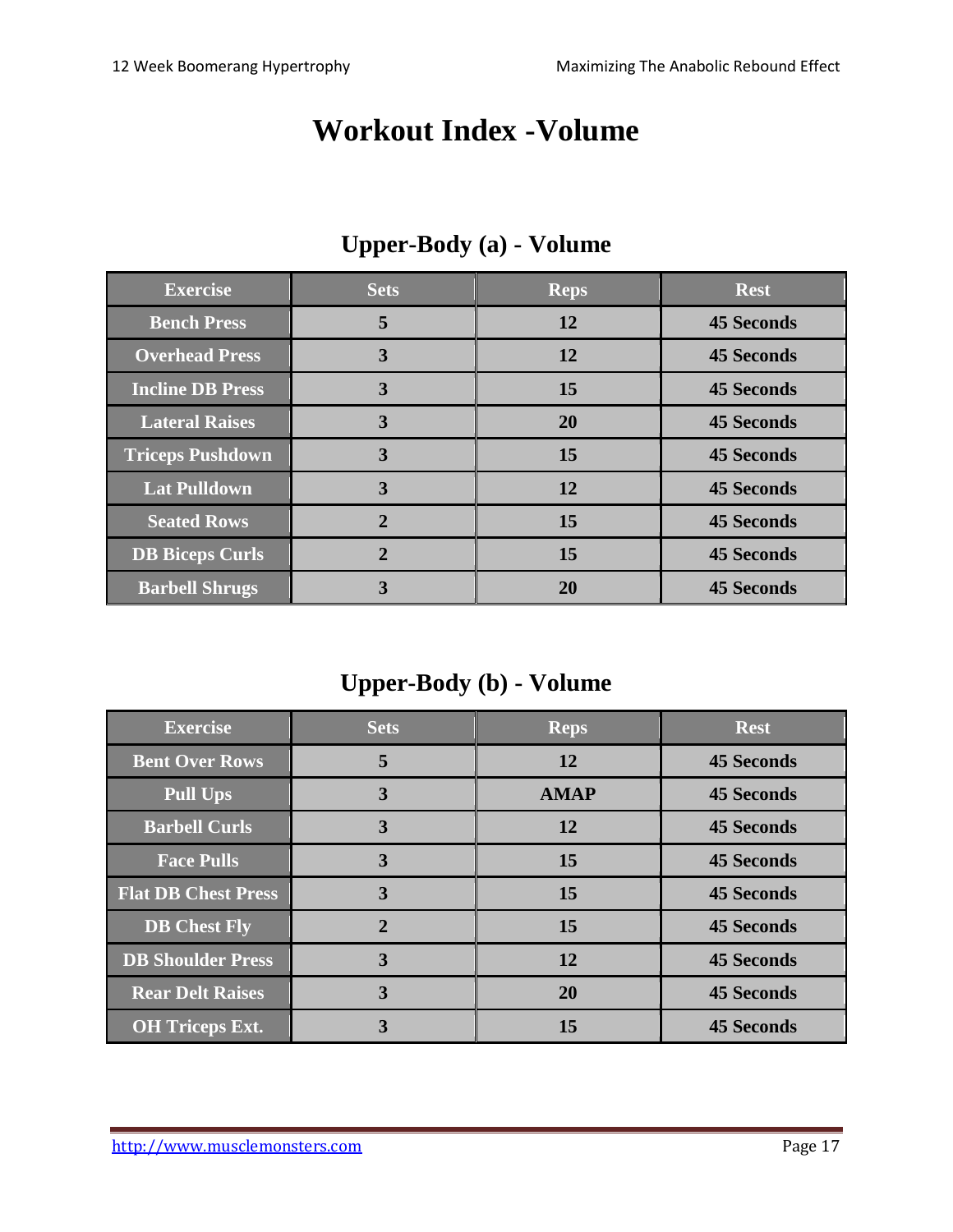# Workout Index -Volume

## Upper-Body (a) - Volume

| Exercise | Sets | Reps | Rest |
|---|---|---|---|
| Bench Press | 5 | 12 | 45 Seconds |
| Overhead Press | 3 | 12 | 45 Seconds |
| Incline DB Press | 3 | 15 | 45 Seconds |
| Lateral Raises | 3 | 20 | 45 Seconds |
| Triceps Pushdown | 3 | 15 | 45 Seconds |
| Lat Pulldown | 3 | 12 | 45 Seconds |
| Seated Rows | 2 | 15 | 45 Seconds |
| DB Biceps Curls | 2 | 15 | 45 Seconds |
| Barbell Shrugs | 3 | 20 | 45 Seconds |

## Upper-Body (b) - Volume

| Exercise | Sets | Reps | Rest |
|---|---|---|---|
| Bent Over Rows | 5 | 12 | 45 Seconds |
| Pull Ups | 3 | AMAP | 45 Seconds |
| Barbell Curls | 3 | 12 | 45 Seconds |
| Face Pulls | 3 | 15 | 45 Seconds |
| Flat DB Chest Press | 3 | 15 | 45 Seconds |
| DB Chest Fly | 2 | 15 | 45 Seconds |
| DB Shoulder Press | 3 | 12 | 45 Seconds |
| Rear Delt Raises | 3 | 20 | 45 Seconds |
| OH Triceps Ext. | 3 | 15 | 45 Seconds |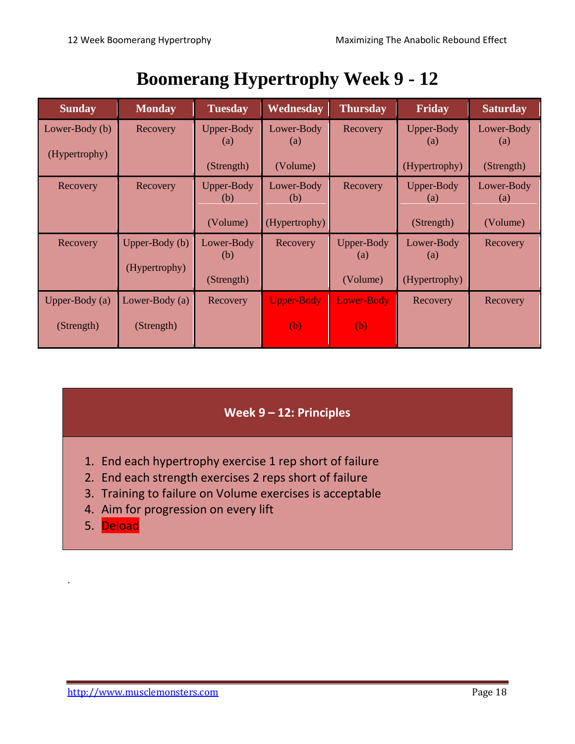# Boomerang Hypertrophy Week 9 - 12

| Sunday | Monday | Tuesday | Wednesday | Thursday | Friday | Saturday |
|---|---|---|---|---|---|---|
| Lower-Body (b) (Hypertrophy) | Recovery | Upper-Body (a) (Strength) | Lower-Body (a) (Volume) | Recovery | Upper-Body (a) (Hypertrophy) | Lower-Body (a) (Strength) |
| Recovery | Recovery | Upper-Body (b) (Volume) | Lower-Body (b) (Hypertrophy) | Recovery | Upper-Body (a) (Strength) | Lower-Body (a) (Volume) |
| Recovery | Upper-Body (b) (Hypertrophy) | Lower-Body (b) (Strength) | Recovery | Upper-Body (a) (Volume) | Lower-Body (a) (Hypertrophy) | Recovery |
| Upper-Body (a) (Strength) | Lower-Body (a) (Strength) | Recovery | Upper-Body (b) | Lower-Body (b) | Recovery | Recovery |

## Week 9 – 12: Principles

1. End each hypertrophy exercise 1 rep short of failure
2. End each strength exercises 2 reps short of failure
3. Training to failure on Volume exercises is acceptable
4. Aim for progression on every lift
5. Deload

.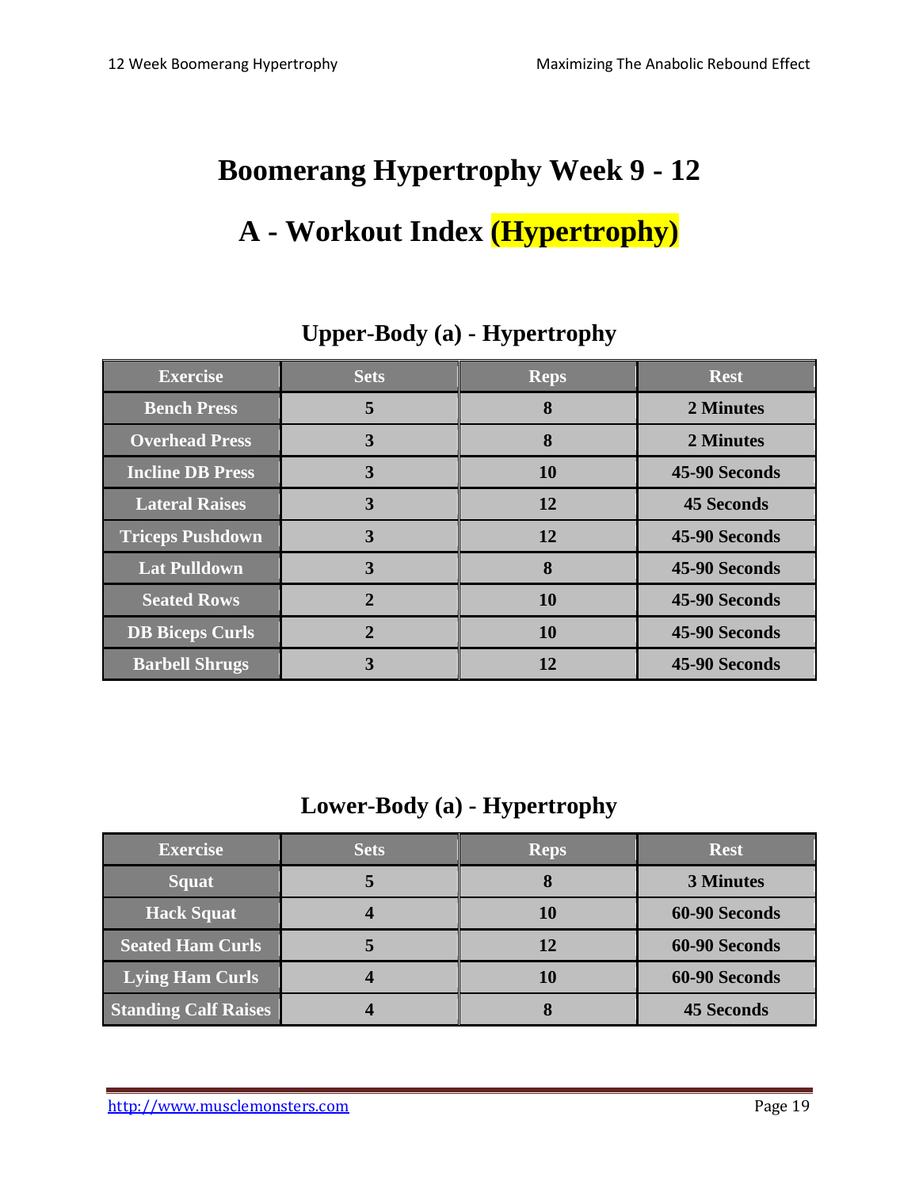# Boomerang Hypertrophy Week 9 - 12

# A - Workout Index (Hypertrophy)

## Upper-Body (a) - Hypertrophy

| Exercise | Sets | Reps | Rest |
|---|---|---|---|
| Bench Press | 5 | 8 | 2 Minutes |
| Overhead Press | 3 | 8 | 2 Minutes |
| Incline DB Press | 3 | 10 | 45-90 Seconds |
| Lateral Raises | 3 | 12 | 45 Seconds |
| Triceps Pushdown | 3 | 12 | 45-90 Seconds |
| Lat Pulldown | 3 | 8 | 45-90 Seconds |
| Seated Rows | 2 | 10 | 45-90 Seconds |
| DB Biceps Curls | 2 | 10 | 45-90 Seconds |
| Barbell Shrugs | 3 | 12 | 45-90 Seconds |

## Lower-Body (a) - Hypertrophy

| Exercise | Sets | Reps | Rest |
|---|---|---|---|
| Squat | 5 | 8 | 3 Minutes |
| Hack Squat | 4 | 10 | 60-90 Seconds |
| Seated Ham Curls | 5 | 12 | 60-90 Seconds |
| Lying Ham Curls | 4 | 10 | 60-90 Seconds |
| Standing Calf Raises | 4 | 8 | 45 Seconds |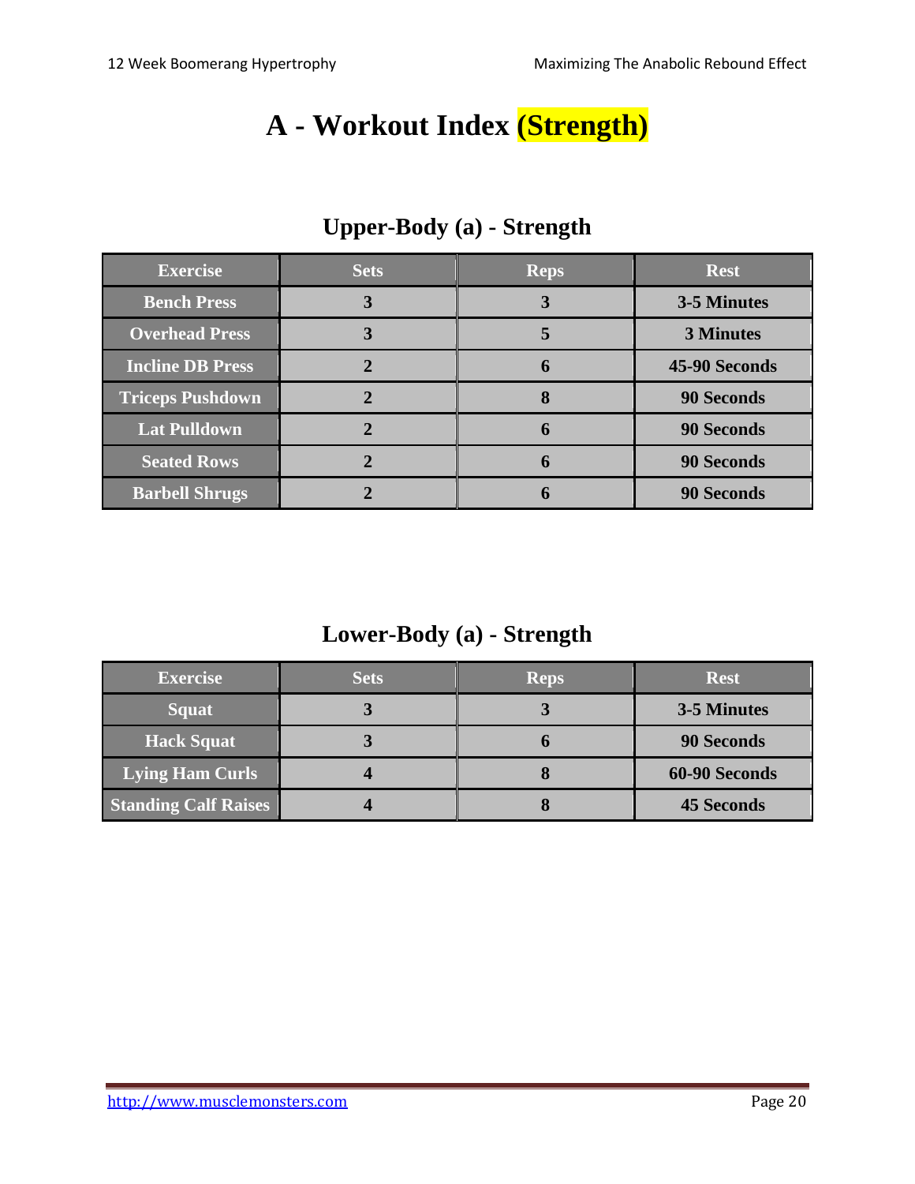# A - Workout Index (Strength)

## Upper-Body (a) - Strength

| Exercise | Sets | Reps | Rest |
|---|---|---|---|
| Bench Press | 3 | 3 | 3-5 Minutes |
| Overhead Press | 3 | 5 | 3 Minutes |
| Incline DB Press | 2 | 6 | 45-90 Seconds |
| Triceps Pushdown | 2 | 8 | 90 Seconds |
| Lat Pulldown | 2 | 6 | 90 Seconds |
| Seated Rows | 2 | 6 | 90 Seconds |
| Barbell Shrugs | 2 | 6 | 90 Seconds |

## Lower-Body (a) - Strength

| Exercise | Sets | Reps | Rest |
|---|---|---|---|
| Squat | 3 | 3 | 3-5 Minutes |
| Hack Squat | 3 | 6 | 90 Seconds |
| Lying Ham Curls | 4 | 8 | 60-90 Seconds |
| Standing Calf Raises | 4 | 8 | 45 Seconds |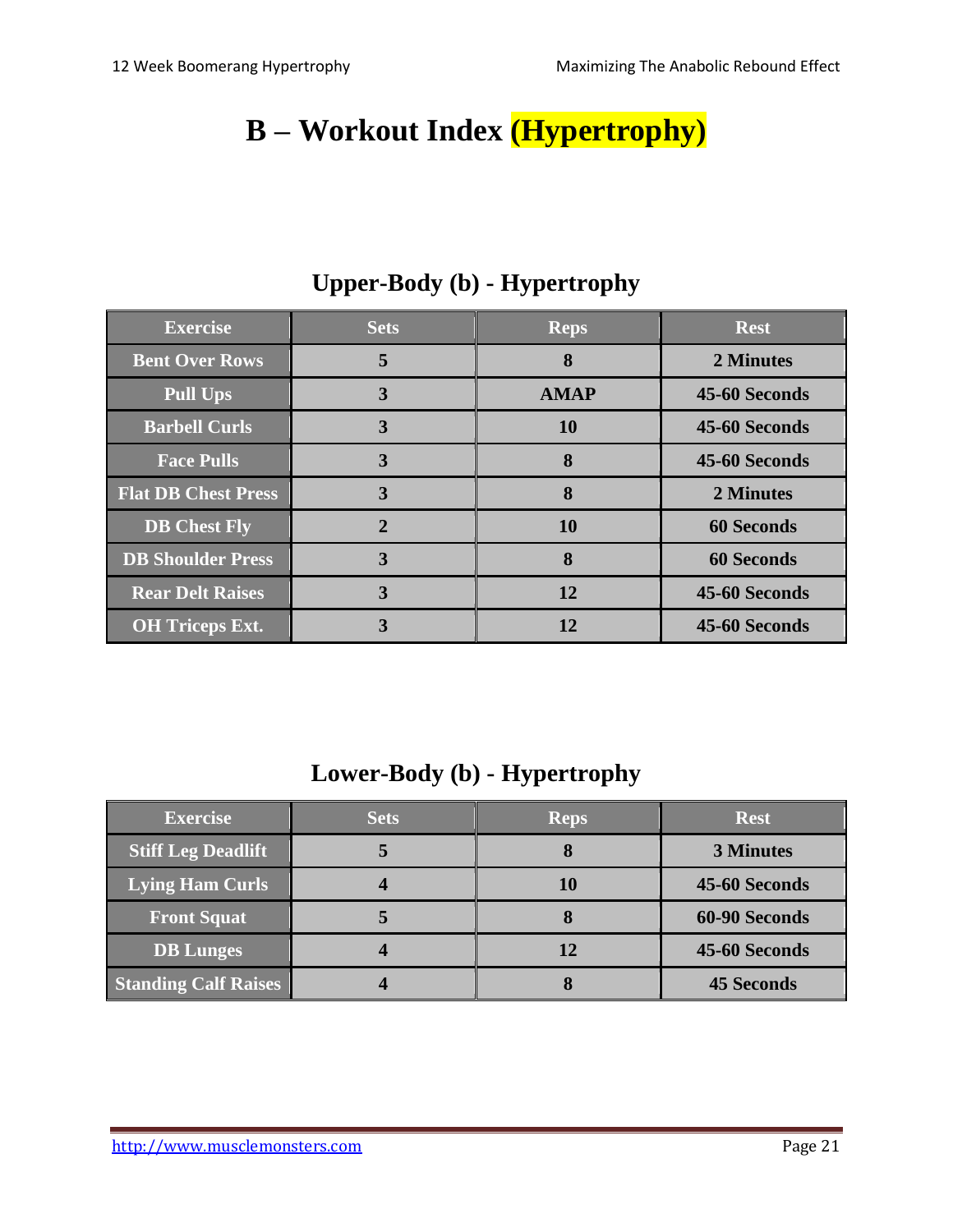# B – Workout Index (Hypertrophy)

## Upper-Body (b) - Hypertrophy

| Exercise | Sets | Reps | Rest |
|---|---|---|---|
| Bent Over Rows | 5 | 8 | 2 Minutes |
| Pull Ups | 3 | AMAP | 45-60 Seconds |
| Barbell Curls | 3 | 10 | 45-60 Seconds |
| Face Pulls | 3 | 8 | 45-60 Seconds |
| Flat DB Chest Press | 3 | 8 | 2 Minutes |
| DB Chest Fly | 2 | 10 | 60 Seconds |
| DB Shoulder Press | 3 | 8 | 60 Seconds |
| Rear Delt Raises | 3 | 12 | 45-60 Seconds |
| OH Triceps Ext. | 3 | 12 | 45-60 Seconds |

## Lower-Body (b) - Hypertrophy

| Exercise | Sets | Reps | Rest |
|---|---|---|---|
| Stiff Leg Deadlift | 5 | 8 | 3 Minutes |
| Lying Ham Curls | 4 | 10 | 45-60 Seconds |
| Front Squat | 5 | 8 | 60-90 Seconds |
| DB Lunges | 4 | 12 | 45-60 Seconds |
| Standing Calf Raises | 4 | 8 | 45 Seconds |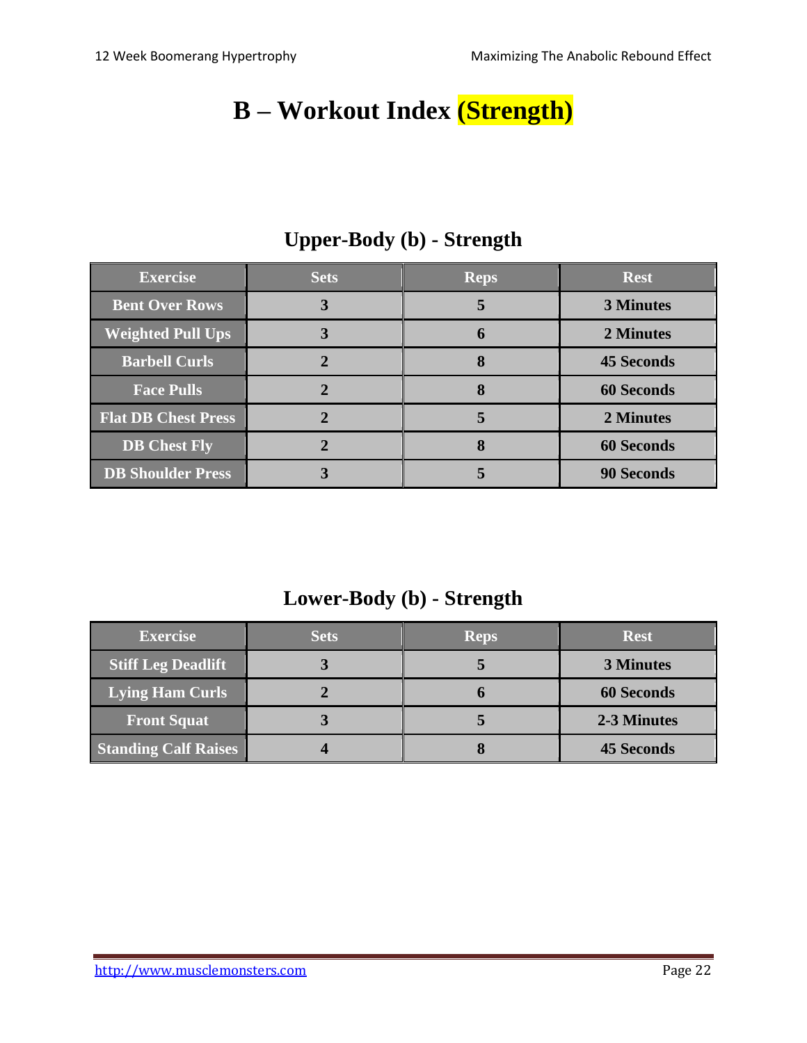# B – Workout Index (Strength)

## Upper-Body (b) - Strength

| Exercise | Sets | Reps | Rest |
|---|---|---|---|
| Bent Over Rows | 3 | 5 | 3 Minutes |
| Weighted Pull Ups | 3 | 6 | 2 Minutes |
| Barbell Curls | 2 | 8 | 45 Seconds |
| Face Pulls | 2 | 8 | 60 Seconds |
| Flat DB Chest Press | 2 | 5 | 2 Minutes |
| DB Chest Fly | 2 | 8 | 60 Seconds |
| DB Shoulder Press | 3 | 5 | 90 Seconds |

## Lower-Body (b) - Strength

| Exercise | Sets | Reps | Rest |
|---|---|---|---|
| Stiff Leg Deadlift | 3 | 5 | 3 Minutes |
| Lying Ham Curls | 2 | 6 | 60 Seconds |
| Front Squat | 3 | 5 | 2-3 Minutes |
| Standing Calf Raises | 4 | 8 | 45 Seconds |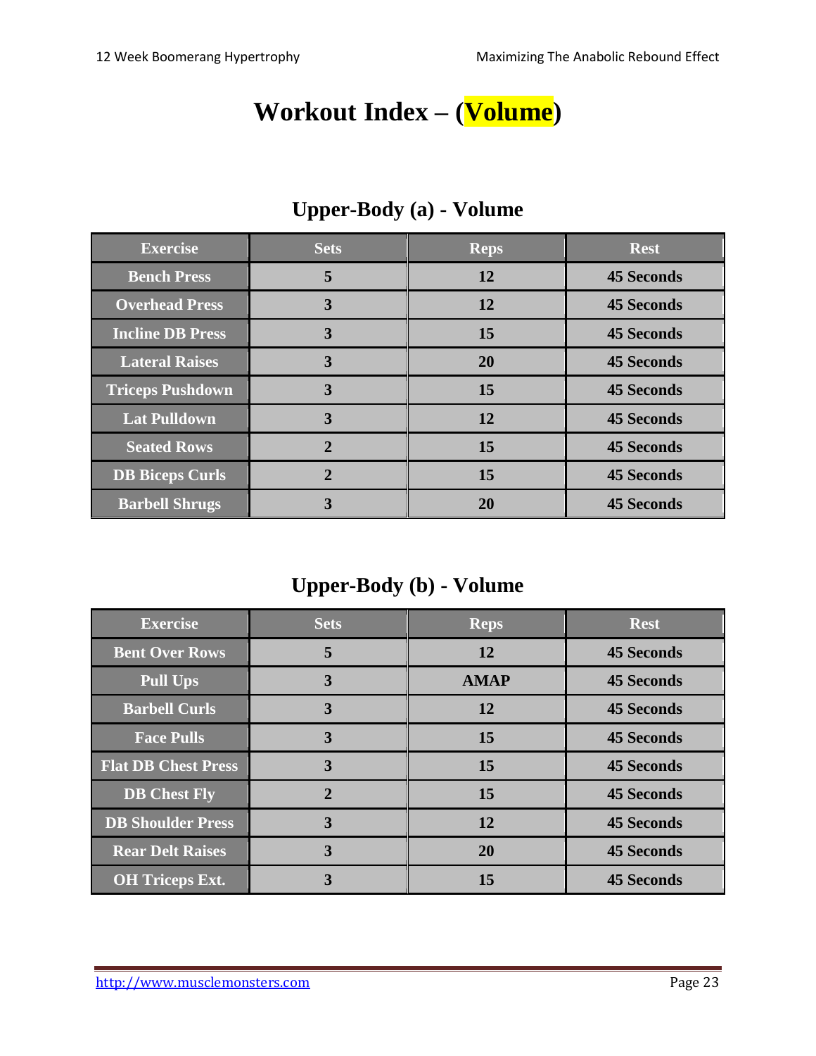# Workout Index – (Volume)

## Upper-Body (a) - Volume

| Exercise | Sets | Reps | Rest |
|---|---|---|---|
| Bench Press | 5 | 12 | 45 Seconds |
| Overhead Press | 3 | 12 | 45 Seconds |
| Incline DB Press | 3 | 15 | 45 Seconds |
| Lateral Raises | 3 | 20 | 45 Seconds |
| Triceps Pushdown | 3 | 15 | 45 Seconds |
| Lat Pulldown | 3 | 12 | 45 Seconds |
| Seated Rows | 2 | 15 | 45 Seconds |
| DB Biceps Curls | 2 | 15 | 45 Seconds |
| Barbell Shrugs | 3 | 20 | 45 Seconds |

## Upper-Body (b) - Volume

| Exercise | Sets | Reps | Rest |
|---|---|---|---|
| Bent Over Rows | 5 | 12 | 45 Seconds |
| Pull Ups | 3 | AMAP | 45 Seconds |
| Barbell Curls | 3 | 12 | 45 Seconds |
| Face Pulls | 3 | 15 | 45 Seconds |
| Flat DB Chest Press | 3 | 15 | 45 Seconds |
| DB Chest Fly | 2 | 15 | 45 Seconds |
| DB Shoulder Press | 3 | 12 | 45 Seconds |
| Rear Delt Raises | 3 | 20 | 45 Seconds |
| OH Triceps Ext. | 3 | 15 | 45 Seconds |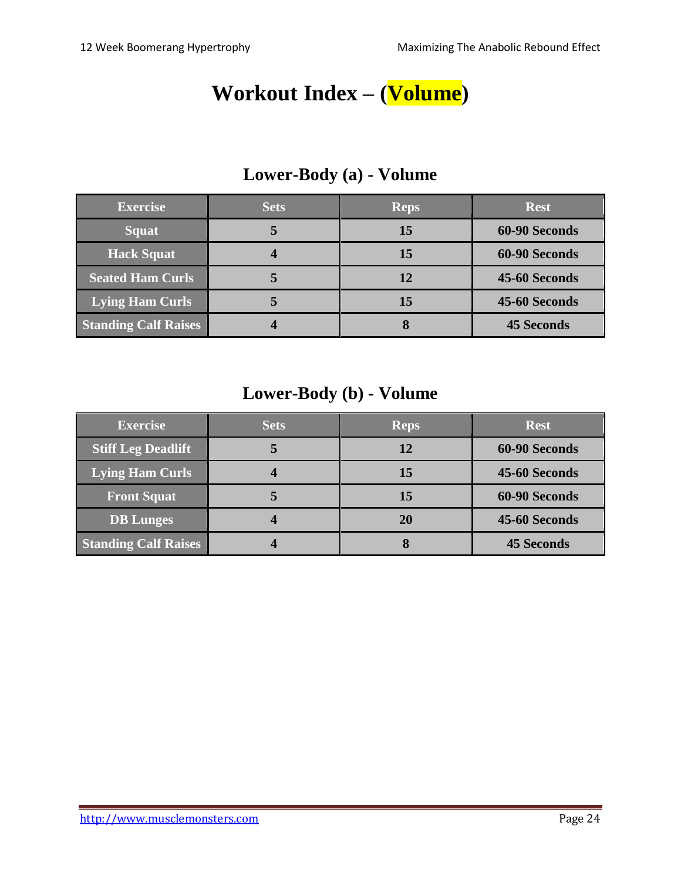# Workout Index – (Volume)

## Lower-Body (a) - Volume

| Exercise | Sets | Reps | Rest |
|---|---|---|---|
| Squat | 5 | 15 | 60-90 Seconds |
| Hack Squat | 4 | 15 | 60-90 Seconds |
| Seated Ham Curls | 5 | 12 | 45-60 Seconds |
| Lying Ham Curls | 5 | 15 | 45-60 Seconds |
| Standing Calf Raises | 4 | 8 | 45 Seconds |

## Lower-Body (b) - Volume

| Exercise | Sets | Reps | Rest |
|---|---|---|---|
| Stiff Leg Deadlift | 5 | 12 | 60-90 Seconds |
| Lying Ham Curls | 4 | 15 | 45-60 Seconds |
| Front Squat | 5 | 15 | 60-90 Seconds |
| DB Lunges | 4 | 20 | 45-60 Seconds |
| Standing Calf Raises | 4 | 8 | 45 Seconds |